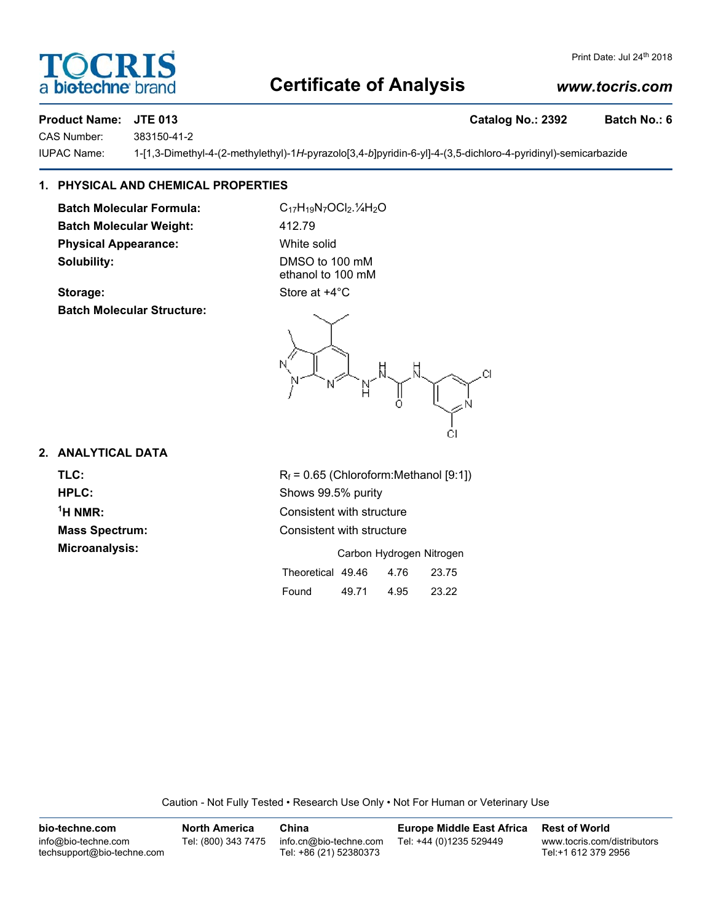# Certificate of Analysis

Print Date: Jul 24th 2018

www.tocris.com

**Product Name: JTE 013** **Catalog No.: 2392** **Batch No.: 6**

CAS Number: 383150-41-2

IUPAC Name: 1-[1,3-Dimethyl-4-(2-methylethyl)-1*H*-pyrazolo[3,4-*b*]pyridin-6-yl]-4-(3,5-dichloro-4-pyridinyl)-semicarbazide

## 1. PHYSICAL AND CHEMICAL PROPERTIES

**Batch Molecular Formula:** $C_{17}H_{19}N_7OCl_2.¼H_2O$

**Batch Molecular Weight:** 412.79

**Physical Appearance:** White solid

**Solubility:** DMSO to 100 mM
ethanol to 100 mM

**Storage:** Store at +4°C

**Batch Molecular Structure:**

## 2. ANALYTICAL DATA

**TLC:** $R_f$ = 0.65 (Chloroform:Methanol [9:1])

**HPLC:** Shows 99.5% purity

**$^1$H NMR:** Consistent with structure

**Mass Spectrum:** Consistent with structure

**Microanalysis:**

| | Carbon | Hydrogen | Nitrogen |
|---|---|---|---|
| Theoretical | 49.46 | 4.76 | 23.75 |
| Found | 49.71 | 4.95 | 23.22 |

Caution - Not Fully Tested • Research Use Only • Not For Human or Veterinary Use

| bio-techne.com | North America | China | Europe Middle East Africa | Rest of World |
|---|---|---|---|---|
| info@bio-techne.com<br>techsupport@bio-techne.com | Tel: (800) 343 7475 | info.cn@bio-techne.com<br>Tel: +86 (21) 52380373 | Tel: +44 (0)1235 529449 | www.tocris.com/distributors<br>Tel:+1 612 379 2956 |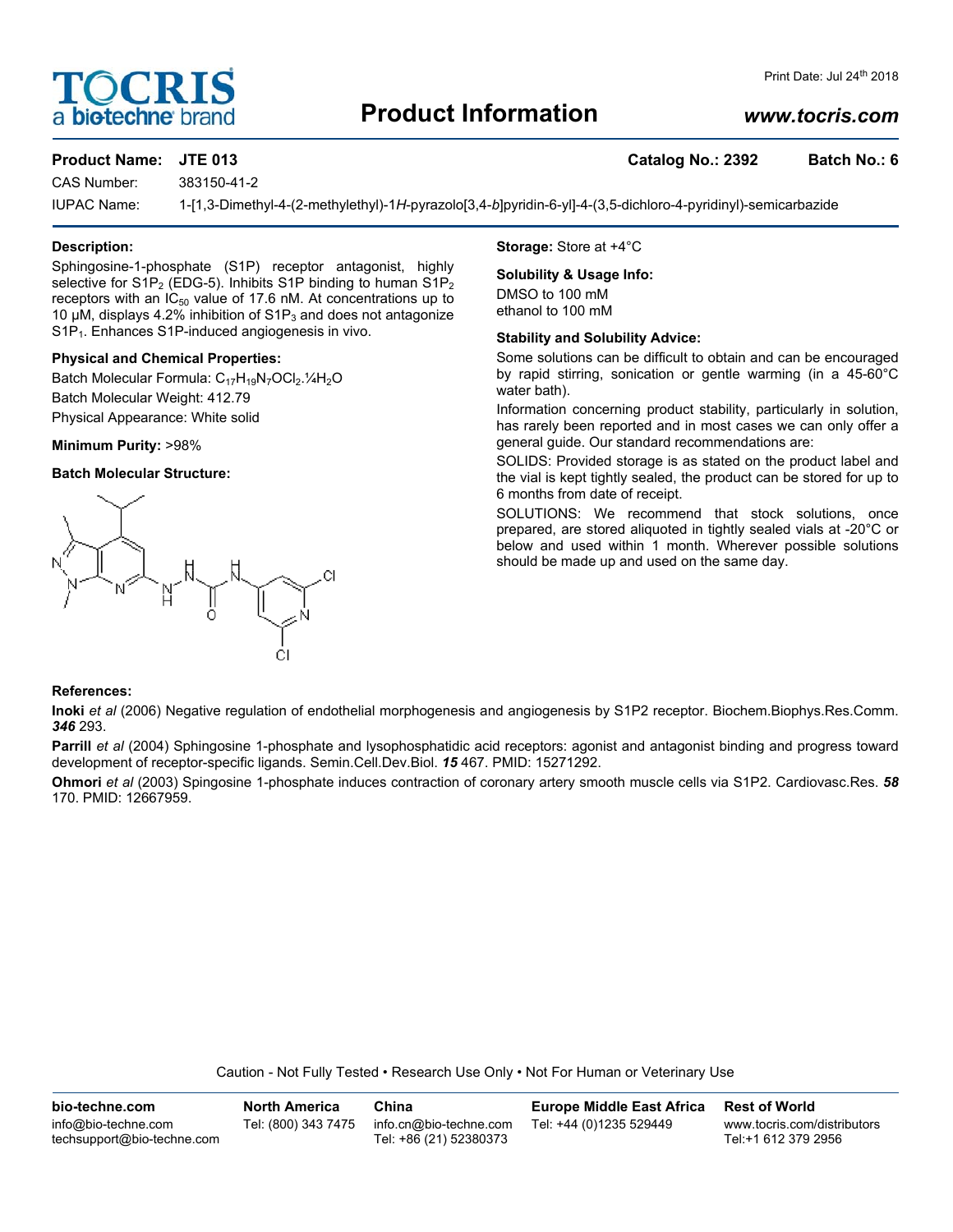# Product Information

www.tocris.com

**Product Name: JTE 013** | **Catalog No.: 2392** | **Batch No.: 6**

CAS Number: 383150-41-2

IUPAC Name: 1-[1,3-Dimethyl-4-(2-methylethyl)-1*H*-pyrazolo[3,4-*b*]pyridin-6-yl]-4-(3,5-dichloro-4-pyridinyl)-semicarbazide

### Description:

Sphingosine-1-phosphate (S1P) receptor antagonist, highly selective for $S1P_2$ (EDG-5). Inhibits S1P binding to human $S1P_2$ receptors with an $IC_{50}$ value of 17.6 nM. At concentrations up to 10 μM, displays 4.2% inhibition of $S1P_3$ and does not antagonize $S1P_1$. Enhances S1P-induced angiogenesis in vivo.

### Physical and Chemical Properties:

Batch Molecular Formula: $C_{17}H_{19}N_7OCl_2.¼H_2O$

Batch Molecular Weight: 412.79

Physical Appearance: White solid

**Minimum Purity:** >98%

### Batch Molecular Structure:

**Storage:** Store at +4°C

### Solubility & Usage Info:

DMSO to 100 mM

ethanol to 100 mM

### Stability and Solubility Advice:

Some solutions can be difficult to obtain and can be encouraged by rapid stirring, sonication or gentle warming (in a 45-60°C water bath).

Information concerning product stability, particularly in solution, has rarely been reported and in most cases we can only offer a general guide. Our standard recommendations are:

SOLIDS: Provided storage is as stated on the product label and the vial is kept tightly sealed, the product can be stored for up to 6 months from date of receipt.

SOLUTIONS: We recommend that stock solutions, once prepared, are stored aliquoted in tightly sealed vials at -20°C or below and used within 1 month. Wherever possible solutions should be made up and used on the same day.

### References:

**Inoki** *et al* (2006) Negative regulation of endothelial morphogenesis and angiogenesis by S1P2 receptor. Biochem.Biophys.Res.Comm. ***346*** 293.

**Parrill** *et al* (2004) Sphingosine 1-phosphate and lysophosphatidic acid receptors: agonist and antagonist binding and progress toward development of receptor-specific ligands. Semin.Cell.Dev.Biol. ***15*** 467. PMID: 15271292.

**Ohmori** *et al* (2003) Spingosine 1-phosphate induces contraction of coronary artery smooth muscle cells via S1P2. Cardiovasc.Res. ***58*** 170. PMID: 12667959.

Caution - Not Fully Tested • Research Use Only • Not For Human or Veterinary Use

| bio-techne.com | North America | China | Europe Middle East Africa | Rest of World |
|---|---|---|---|---|
| info@bio-techne.com<br>techsupport@bio-techne.com | Tel: (800) 343 7475 | info.cn@bio-techne.com<br>Tel: +86 (21) 52380373 | Tel: +44 (0)1235 529449 | www.tocris.com/distributors<br>Tel:+1 612 379 2956 |